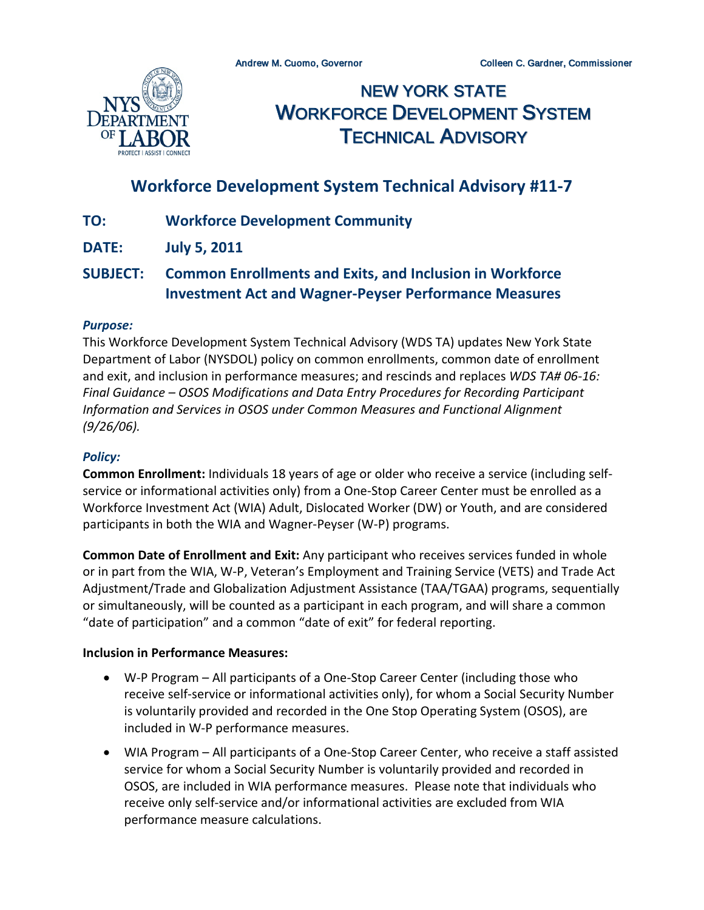Andrew M. Cuomo, Governor    Colleen C. Gardner, Commissioner

# NEW YORK STATE WORKFORCE DEVELOPMENT SYSTEM TECHNICAL ADVISORY

## Workforce Development System Technical Advisory #11-7

**TO:** **Workforce Development Community**

**DATE:** **July 5, 2011**

**SUBJECT:** **Common Enrollments and Exits, and Inclusion in Workforce Investment Act and Wagner-Peyser Performance Measures**

***Purpose:***

This Workforce Development System Technical Advisory (WDS TA) updates New York State Department of Labor (NYSDOL) policy on common enrollments, common date of enrollment and exit, and inclusion in performance measures; and rescinds and replaces *WDS TA# 06-16: Final Guidance – OSOS Modifications and Data Entry Procedures for Recording Participant Information and Services in OSOS under Common Measures and Functional Alignment (9/26/06).*

***Policy:***

**Common Enrollment:** Individuals 18 years of age or older who receive a service (including self-service or informational activities only) from a One-Stop Career Center must be enrolled as a Workforce Investment Act (WIA) Adult, Dislocated Worker (DW) or Youth, and are considered participants in both the WIA and Wagner-Peyser (W-P) programs.

**Common Date of Enrollment and Exit:** Any participant who receives services funded in whole or in part from the WIA, W-P, Veteran's Employment and Training Service (VETS) and Trade Act Adjustment/Trade and Globalization Adjustment Assistance (TAA/TGAA) programs, sequentially or simultaneously, will be counted as a participant in each program, and will share a common "date of participation" and a common "date of exit" for federal reporting.

**Inclusion in Performance Measures:**

- W-P Program – All participants of a One-Stop Career Center (including those who receive self-service or informational activities only), for whom a Social Security Number is voluntarily provided and recorded in the One Stop Operating System (OSOS), are included in W-P performance measures.
- WIA Program – All participants of a One-Stop Career Center, who receive a staff assisted service for whom a Social Security Number is voluntarily provided and recorded in OSOS, are included in WIA performance measures. Please note that individuals who receive only self-service and/or informational activities are excluded from WIA performance measure calculations.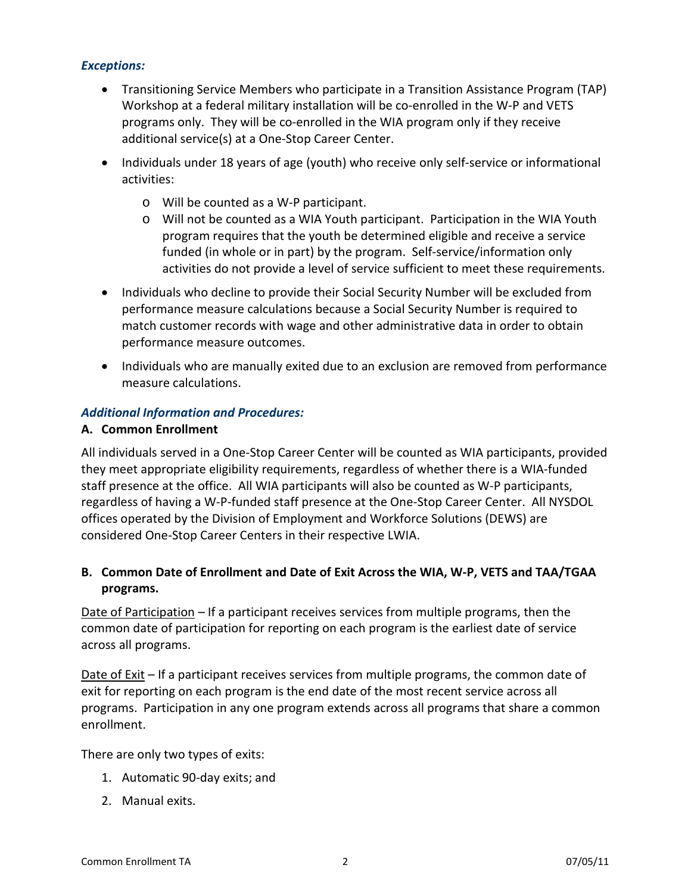### *Exceptions:*

- Transitioning Service Members who participate in a Transition Assistance Program (TAP) Workshop at a federal military installation will be co-enrolled in the W-P and VETS programs only. They will be co-enrolled in the WIA program only if they receive additional service(s) at a One-Stop Career Center.
- Individuals under 18 years of age (youth) who receive only self-service or informational activities:
  - Will be counted as a W-P participant.
  - Will not be counted as a WIA Youth participant. Participation in the WIA Youth program requires that the youth be determined eligible and receive a service funded (in whole or in part) by the program. Self-service/information only activities do not provide a level of service sufficient to meet these requirements.
- Individuals who decline to provide their Social Security Number will be excluded from performance measure calculations because a Social Security Number is required to match customer records with wage and other administrative data in order to obtain performance measure outcomes.
- Individuals who are manually exited due to an exclusion are removed from performance measure calculations.

### *Additional Information and Procedures:*

**A. Common Enrollment**

All individuals served in a One-Stop Career Center will be counted as WIA participants, provided they meet appropriate eligibility requirements, regardless of whether there is a WIA-funded staff presence at the office. All WIA participants will also be counted as W-P participants, regardless of having a W-P-funded staff presence at the One-Stop Career Center. All NYSDOL offices operated by the Division of Employment and Workforce Solutions (DEWS) are considered One-Stop Career Centers in their respective LWIA.

**B. Common Date of Enrollment and Date of Exit Across the WIA, W-P, VETS and TAA/TGAA programs.**

Date of Participation – If a participant receives services from multiple programs, then the common date of participation for reporting on each program is the earliest date of service across all programs.

Date of Exit – If a participant receives services from multiple programs, the common date of exit for reporting on each program is the end date of the most recent service across all programs. Participation in any one program extends across all programs that share a common enrollment.

There are only two types of exits:

1. Automatic 90-day exits; and
2. Manual exits.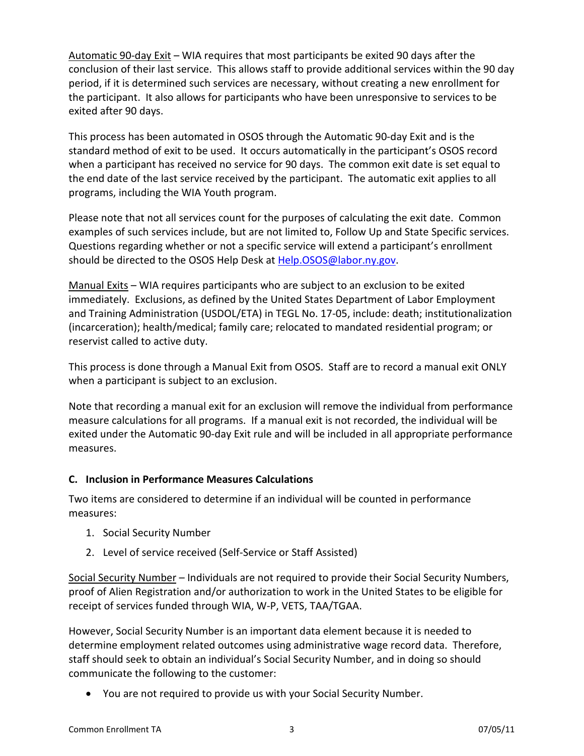Automatic 90-day Exit – WIA requires that most participants be exited 90 days after the conclusion of their last service. This allows staff to provide additional services within the 90 day period, if it is determined such services are necessary, without creating a new enrollment for the participant. It also allows for participants who have been unresponsive to services to be exited after 90 days.

This process has been automated in OSOS through the Automatic 90-day Exit and is the standard method of exit to be used. It occurs automatically in the participant's OSOS record when a participant has received no service for 90 days. The common exit date is set equal to the end date of the last service received by the participant. The automatic exit applies to all programs, including the WIA Youth program.

Please note that not all services count for the purposes of calculating the exit date. Common examples of such services include, but are not limited to, Follow Up and State Specific services. Questions regarding whether or not a specific service will extend a participant's enrollment should be directed to the OSOS Help Desk at Help.OSOS@labor.ny.gov.

Manual Exits – WIA requires participants who are subject to an exclusion to be exited immediately. Exclusions, as defined by the United States Department of Labor Employment and Training Administration (USDOL/ETA) in TEGL No. 17-05, include: death; institutionalization (incarceration); health/medical; family care; relocated to mandated residential program; or reservist called to active duty.

This process is done through a Manual Exit from OSOS. Staff are to record a manual exit ONLY when a participant is subject to an exclusion.

Note that recording a manual exit for an exclusion will remove the individual from performance measure calculations for all programs. If a manual exit is not recorded, the individual will be exited under the Automatic 90-day Exit rule and will be included in all appropriate performance measures.

### C. Inclusion in Performance Measures Calculations

Two items are considered to determine if an individual will be counted in performance measures:

1. Social Security Number
2. Level of service received (Self-Service or Staff Assisted)

Social Security Number – Individuals are not required to provide their Social Security Numbers, proof of Alien Registration and/or authorization to work in the United States to be eligible for receipt of services funded through WIA, W-P, VETS, TAA/TGAA.

However, Social Security Number is an important data element because it is needed to determine employment related outcomes using administrative wage record data. Therefore, staff should seek to obtain an individual's Social Security Number, and in doing so should communicate the following to the customer:

- You are not required to provide us with your Social Security Number.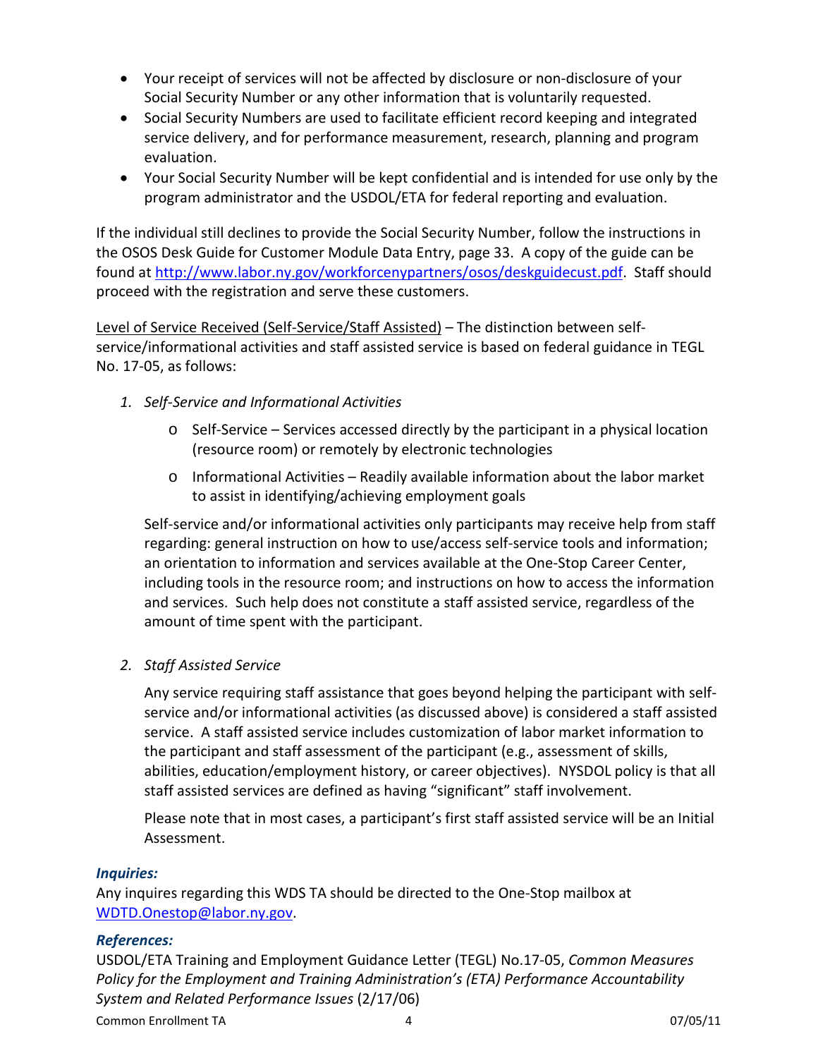- Your receipt of services will not be affected by disclosure or non-disclosure of your Social Security Number or any other information that is voluntarily requested.
- Social Security Numbers are used to facilitate efficient record keeping and integrated service delivery, and for performance measurement, research, planning and program evaluation.
- Your Social Security Number will be kept confidential and is intended for use only by the program administrator and the USDOL/ETA for federal reporting and evaluation.

If the individual still declines to provide the Social Security Number, follow the instructions in the OSOS Desk Guide for Customer Module Data Entry, page 33. A copy of the guide can be found at [http://www.labor.ny.gov/workforcenypartners/osos/deskguidecust.pdf](http://www.labor.ny.gov/workforcenypartners/osos/deskguidecust.pdf). Staff should proceed with the registration and serve these customers.

Level of Service Received (Self-Service/Staff Assisted) – The distinction between self-service/informational activities and staff assisted service is based on federal guidance in TEGL No. 17-05, as follows:

1. *Self-Service and Informational Activities*

   - Self-Service – Services accessed directly by the participant in a physical location (resource room) or remotely by electronic technologies
   - Informational Activities – Readily available information about the labor market to assist in identifying/achieving employment goals

   Self-service and/or informational activities only participants may receive help from staff regarding: general instruction on how to use/access self-service tools and information; an orientation to information and services available at the One-Stop Career Center, including tools in the resource room; and instructions on how to access the information and services. Such help does not constitute a staff assisted service, regardless of the amount of time spent with the participant.

2. *Staff Assisted Service*

   Any service requiring staff assistance that goes beyond helping the participant with self-service and/or informational activities (as discussed above) is considered a staff assisted service. A staff assisted service includes customization of labor market information to the participant and staff assessment of the participant (e.g., assessment of skills, abilities, education/employment history, or career objectives). NYSDOL policy is that all staff assisted services are defined as having "significant" staff involvement.

   Please note that in most cases, a participant's first staff assisted service will be an Initial Assessment.

### *Inquiries:*

Any inquires regarding this WDS TA should be directed to the One-Stop mailbox at [WDTD.Onestop@labor.ny.gov](mailto:WDTD.Onestop@labor.ny.gov).

### *References:*

USDOL/ETA Training and Employment Guidance Letter (TEGL) No.17-05, *Common Measures Policy for the Employment and Training Administration's (ETA) Performance Accountability System and Related Performance Issues* (2/17/06)